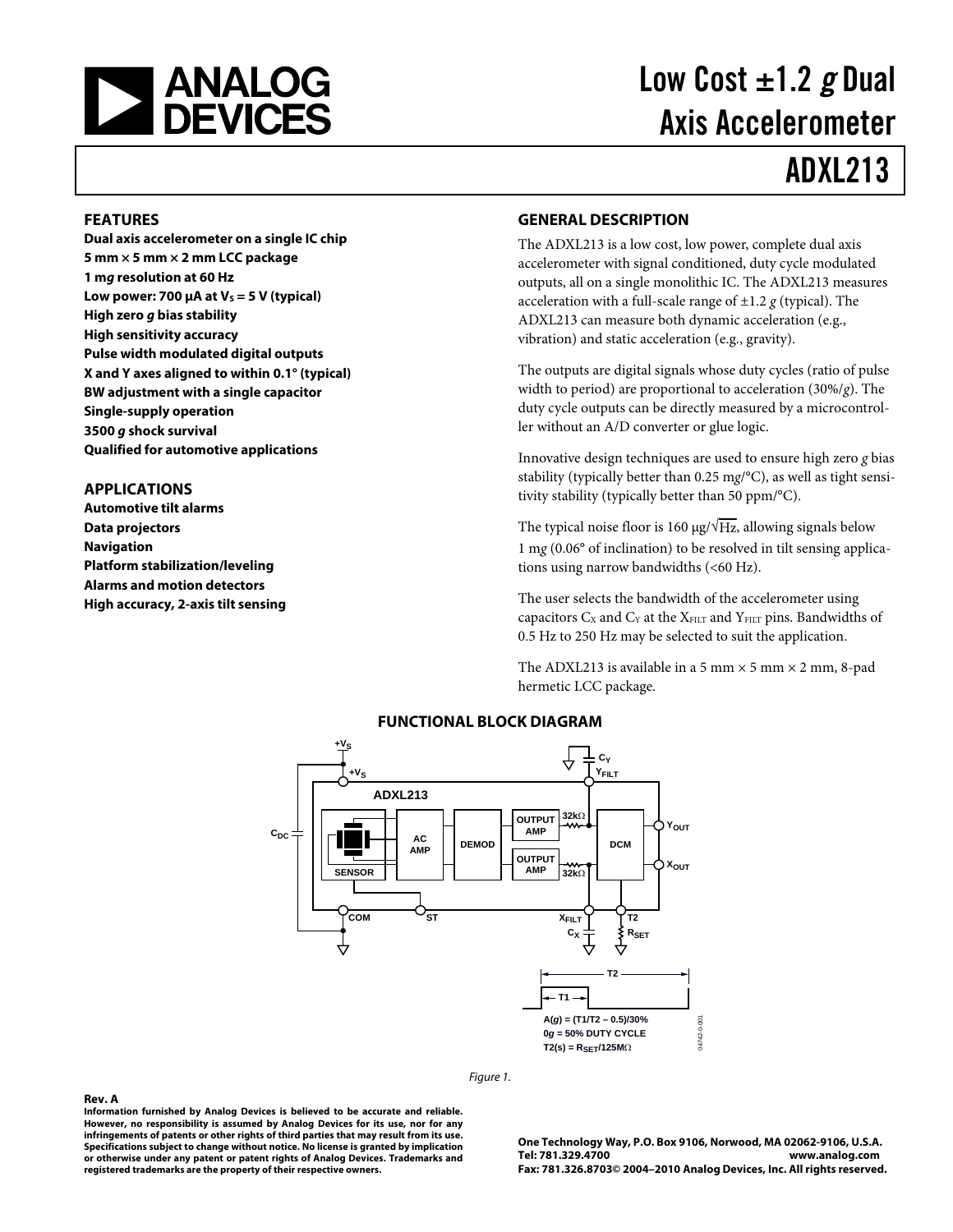# Low Cost ±1.2 *g* Dual Axis Accelerometer

# ADXL213

## FEATURES

**Dual axis accelerometer on a single IC chip**
**5 mm × 5 mm × 2 mm LCC package**
**1 m*g* resolution at 60 Hz**
**Low power: 700 µA at $V_S$ = 5 V (typical)**
**High zero *g* bias stability**
**High sensitivity accuracy**
**Pulse width modulated digital outputs**
**X and Y axes aligned to within 0.1° (typical)**
**BW adjustment with a single capacitor**
**Single-supply operation**
**3500 *g* shock survival**
**Qualified for automotive applications**

## APPLICATIONS

**Automotive tilt alarms**
**Data projectors**
**Navigation**
**Platform stabilization/leveling**
**Alarms and motion detectors**
**High accuracy, 2-axis tilt sensing**

## GENERAL DESCRIPTION

The ADXL213 is a low cost, low power, complete dual axis accelerometer with signal conditioned, duty cycle modulated outputs, all on a single monolithic IC. The ADXL213 measures acceleration with a full-scale range of ±1.2 *g* (typical). The ADXL213 can measure both dynamic acceleration (e.g., vibration) and static acceleration (e.g., gravity).

The outputs are digital signals whose duty cycles (ratio of pulse width to period) are proportional to acceleration (30%/*g*). The duty cycle outputs can be directly measured by a microcontroller without an A/D converter or glue logic.

Innovative design techniques are used to ensure high zero *g* bias stability (typically better than 0.25 m*g*/°C), as well as tight sensitivity stability (typically better than 50 ppm/°C).

The typical noise floor is 160 µ*g*/$\sqrt{\text{Hz}}$, allowing signals below 1 m*g* (0.06° of inclination) to be resolved in tilt sensing applications using narrow bandwidths (<60 Hz).

The user selects the bandwidth of the accelerometer using capacitors $C_X$ and $C_Y$ at the $X_{FILT}$ and $Y_{FILT}$ pins. Bandwidths of 0.5 Hz to 250 Hz may be selected to suit the application.

The ADXL213 is available in a 5 mm × 5 mm × 2 mm, 8-pad hermetic LCC package.

## FUNCTIONAL BLOCK DIAGRAM

A(*g*) = (T1/T2 − 0.5)/30%
0*g* = 50% DUTY CYCLE
T2(s) = $R_{SET}$/125MΩ

Figure 1.

**Rev. A**

**Information furnished by Analog Devices is believed to be accurate and reliable. However, no responsibility is assumed by Analog Devices for its use, nor for any infringements of patents or other rights of third parties that may result from its use. Specifications subject to change without notice. No license is granted by implication or otherwise under any patent or patent rights of Analog Devices. Trademarks and registered trademarks are the property of their respective owners.**

**One Technology Way, P.O. Box 9106, Norwood, MA 02062-9106, U.S.A.**
**Tel: 781.329.4700 www.analog.com**
**Fax: 781.326.8703 © 2004–2010 Analog Devices, Inc. All rights reserved.**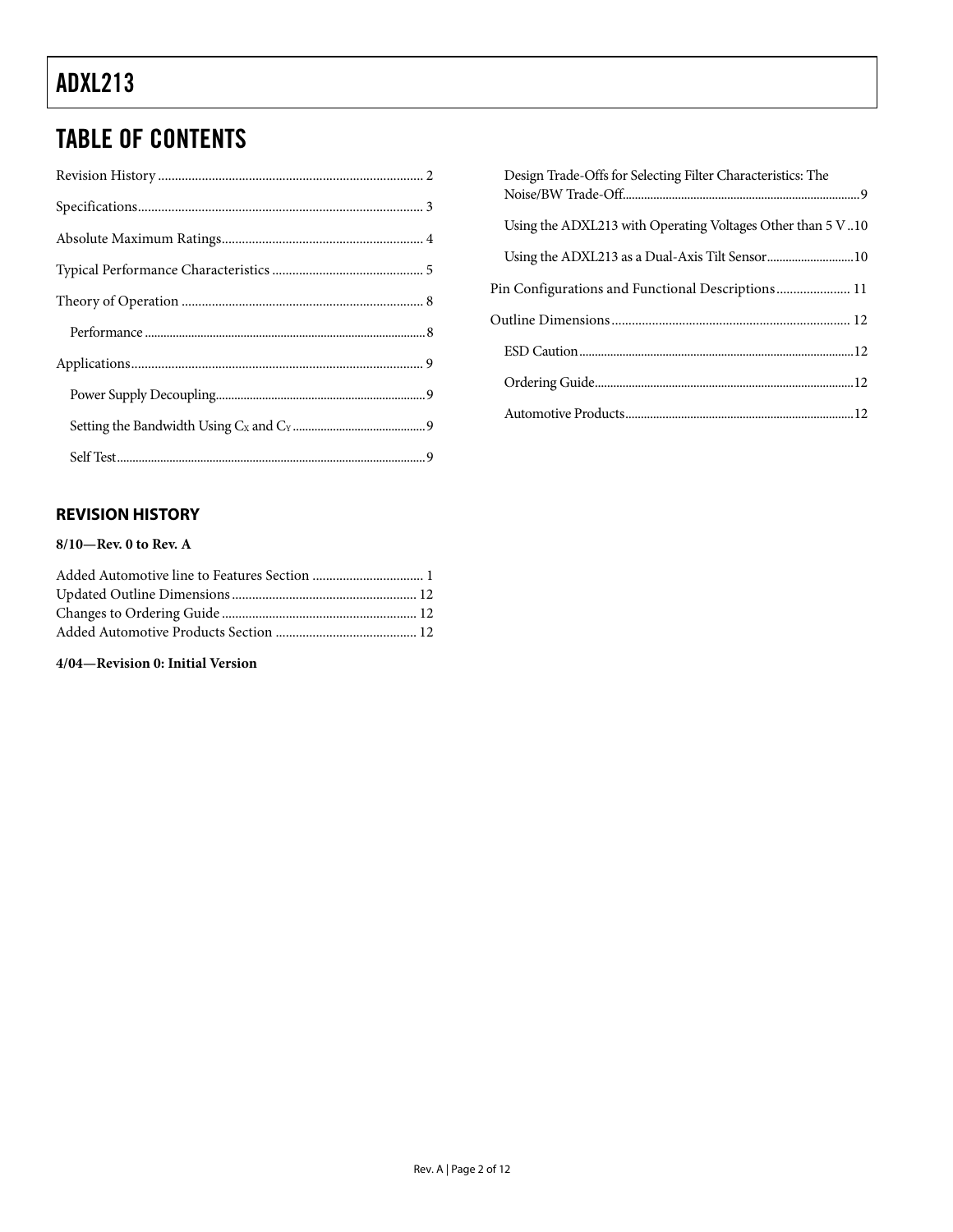# TABLE OF CONTENTS

Revision History ... 2

Specifications ... 3

Absolute Maximum Ratings ... 4

Typical Performance Characteristics ... 5

Theory of Operation ... 8

- Performance ... 8

Applications ... 9

- Power Supply Decoupling ... 9
- Setting the Bandwidth Using $C_X$ and $C_Y$ ... 9
- Self Test ... 9
- Design Trade-Offs for Selecting Filter Characteristics: The Noise/BW Trade-Off ... 9
- Using the ADXL213 with Operating Voltages Other than 5 V ... 10
- Using the ADXL213 as a Dual-Axis Tilt Sensor ... 10

Pin Configurations and Functional Descriptions ... 11

Outline Dimensions ... 12

- ESD Caution ... 12
- Ordering Guide ... 12
- Automotive Products ... 12

## REVISION HISTORY

**8/10—Rev. 0 to Rev. A**

Added Automotive line to Features Section ... 1
Updated Outline Dimensions ... 12
Changes to Ordering Guide ... 12
Added Automotive Products Section ... 12

**4/04—Revision 0: Initial Version**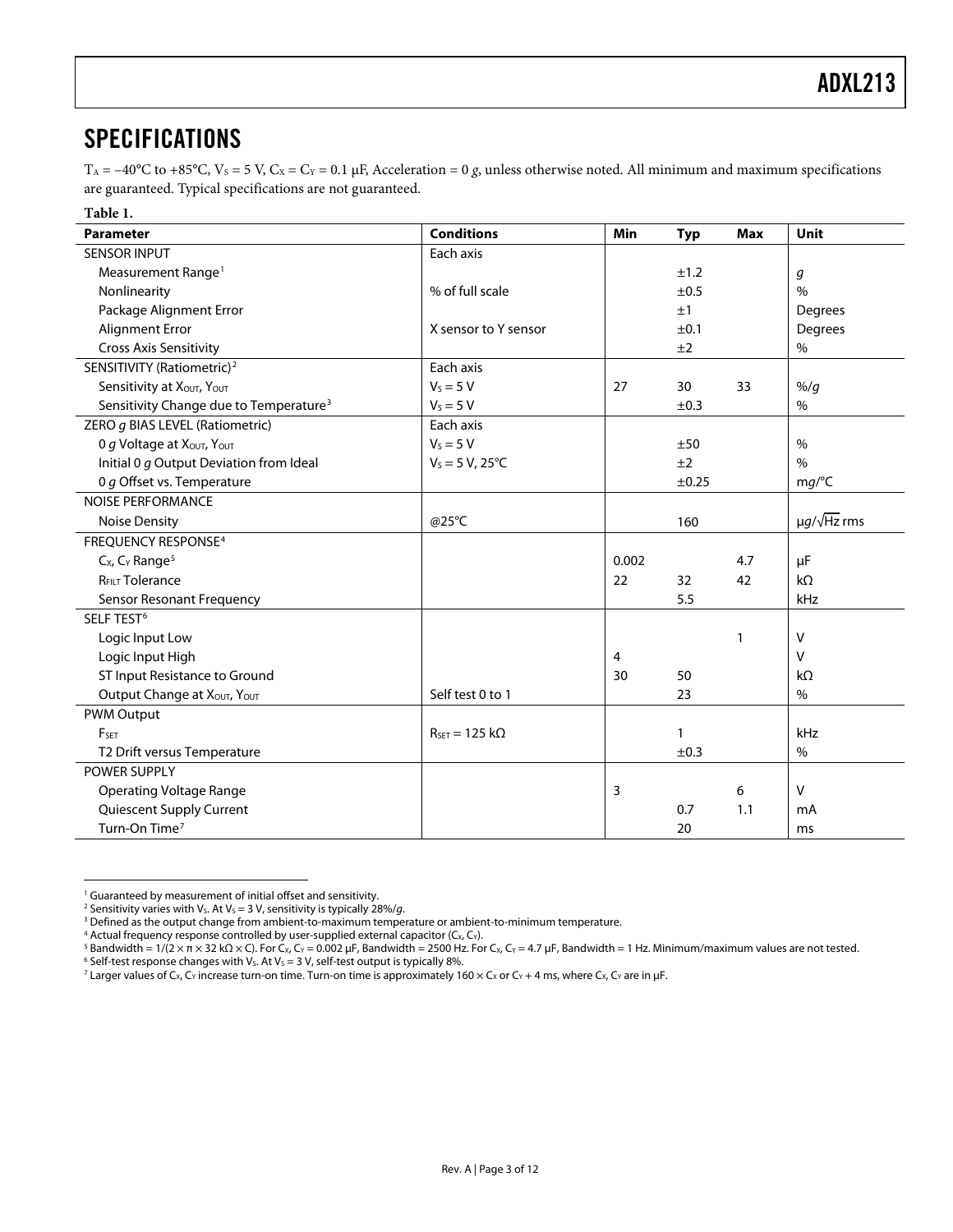## SPECIFICATIONS

$T_A = -40°C$ to $+85°C$, $V_S = 5$ V, $C_X = C_Y = 0.1$ µF, Acceleration = 0 *g*, unless otherwise noted. All minimum and maximum specifications are guaranteed. Typical specifications are not guaranteed.

**Table 1.**

| Parameter | Conditions | Min | Typ | Max | Unit |
|---|---|---|---|---|---|
| SENSOR INPUT | Each axis | | | | |
| Measurement Range[1] | | | ±1.2 | | *g* |
| Nonlinearity | % of full scale | | ±0.5 | | % |
| Package Alignment Error | | | ±1 | | Degrees |
| Alignment Error | X sensor to Y sensor | | ±0.1 | | Degrees |
| Cross Axis Sensitivity | | | ±2 | | % |
| SENSITIVITY (Ratiometric)[2] | Each axis | | | | |
| Sensitivity at $X_{OUT}$, $Y_{OUT}$ | $V_S = 5$ V | 27 | 30 | 33 | %/*g* |
| Sensitivity Change due to Temperature[3] | $V_S = 5$ V | | ±0.3 | | % |
| ZERO *g* BIAS LEVEL (Ratiometric) | Each axis | | | | |
| 0 *g* Voltage at $X_{OUT}$, $Y_{OUT}$ | $V_S = 5$ V | | ±50 | | % |
| Initial 0 *g* Output Deviation from Ideal | $V_S = 5$ V, 25°C | | ±2 | | % |
| 0 *g* Offset vs. Temperature | | | ±0.25 | | m*g*/°C |
| NOISE PERFORMANCE | | | | | |
| Noise Density | @25°C | | 160 | | µ*g*/√Hz rms |
| FREQUENCY RESPONSE[4] | | | | | |
| $C_X$, $C_Y$ Range[5] | | 0.002 | | 4.7 | µF |
| $R_{FILT}$ Tolerance | | 22 | 32 | 42 | kΩ |
| Sensor Resonant Frequency | | | 5.5 | | kHz |
| SELF TEST[6] | | | | | |
| Logic Input Low | | | | 1 | V |
| Logic Input High | | 4 | | | V |
| ST Input Resistance to Ground | | 30 | 50 | | kΩ |
| Output Change at $X_{OUT}$, $Y_{OUT}$ | Self test 0 to 1 | | 23 | | % |
| PWM Output | | | | | |
| $F_{SET}$ | $R_{SET} = 125$ kΩ | | 1 | | kHz |
| T2 Drift versus Temperature | | | ±0.3 | | % |
| POWER SUPPLY | | | | | |
| Operating Voltage Range | | 3 | | 6 | V |
| Quiescent Supply Current | | | 0.7 | 1.1 | mA |
| Turn-On Time[7] | | | 20 | | ms |

[1] Guaranteed by measurement of initial offset and sensitivity.
[2] Sensitivity varies with $V_S$. At $V_S = 3$ V, sensitivity is typically 28%/*g*.
[3] Defined as the output change from ambient-to-maximum temperature or ambient-to-minimum temperature.
[4] Actual frequency response controlled by user-supplied external capacitor ($C_X$, $C_Y$).
[5] Bandwidth = $1/(2 \times \pi \times 32\ k\Omega \times C)$. For $C_X$, $C_Y$ = 0.002 µF, Bandwidth = 2500 Hz. For $C_X$, $C_Y$ = 4.7 µF, Bandwidth = 1 Hz. Minimum/maximum values are not tested.
[6] Self-test response changes with $V_S$. At $V_S = 3$ V, self-test output is typically 8%.
[7] Larger values of $C_X$, $C_Y$ increase turn-on time. Turn-on time is approximately $160 \times C_X$ or $C_Y + 4$ ms, where $C_X$, $C_Y$ are in µF.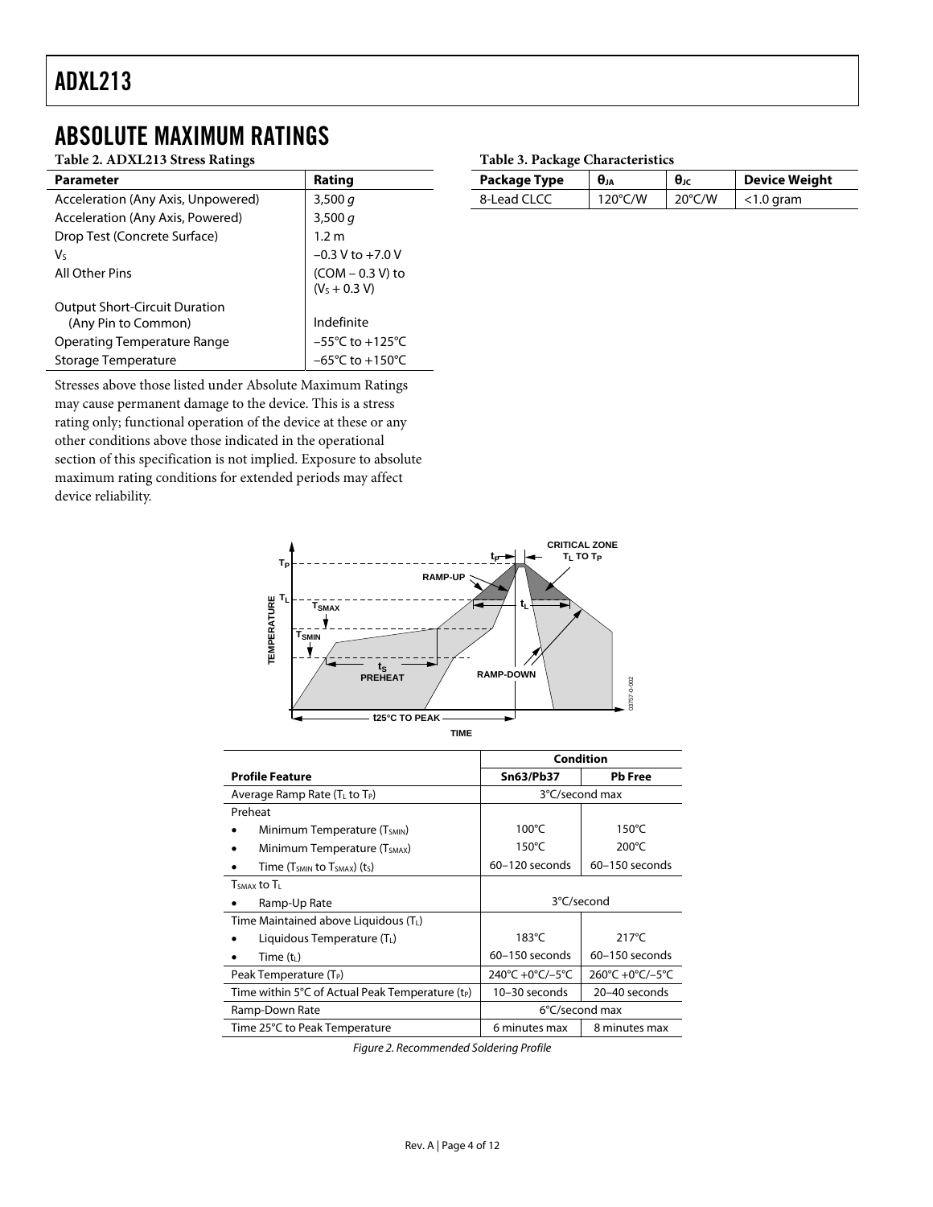# ABSOLUTE MAXIMUM RATINGS

**Table 2. ADXL213 Stress Ratings**

| Parameter | Rating |
|---|---|
| Acceleration (Any Axis, Unpowered) | 3,500 *g* |
| Acceleration (Any Axis, Powered) | 3,500 *g* |
| Drop Test (Concrete Surface) | 1.2 m |
| $V_S$ | −0.3 V to +7.0 V |
| All Other Pins | (COM − 0.3 V) to ($V_S$ + 0.3 V) |
| Output Short-Circuit Duration (Any Pin to Common) | Indefinite |
| Operating Temperature Range | −55°C to +125°C |
| Storage Temperature | −65°C to +150°C |

Stresses above those listed under Absolute Maximum Ratings may cause permanent damage to the device. This is a stress rating only; functional operation of the device at these or any other conditions above those indicated in the operational section of this specification is not implied. Exposure to absolute maximum rating conditions for extended periods may affect device reliability.

**Table 3. Package Characteristics**

| Package Type | $\theta_{JA}$ | $\theta_{JC}$ | Device Weight |
|---|---|---|---|
| 8-Lead CLCC | 120°C/W | 20°C/W | <1.0 gram |

| Profile Feature | Condition | |
|---|---|---|
| | **Sn63/Pb37** | **Pb Free** |
| Average Ramp Rate ($T_L$ to $T_P$) | 3°C/second max | |
| Preheat | | |
| • Minimum Temperature ($T_{SMIN}$) | 100°C | 150°C |
| • Minimum Temperature ($T_{SMAX}$) | 150°C | 200°C |
| • Time ($T_{SMIN}$ to $T_{SMAX}$) ($t_S$) | 60–120 seconds | 60–150 seconds |
| $T_{SMAX}$ to $T_L$ | | |
| • Ramp-Up Rate | 3°C/second | |
| Time Maintained above Liquidous ($T_L$) | | |
| • Liquidous Temperature ($T_L$) | 183°C | 217°C |
| • Time ($t_L$) | 60–150 seconds | 60–150 seconds |
| Peak Temperature ($T_P$) | 240°C +0°C/−5°C | 260°C +0°C/−5°C |
| Time within 5°C of Actual Peak Temperature ($t_P$) | 10–30 seconds | 20–40 seconds |
| Ramp-Down Rate | 6°C/second max | |
| Time 25°C to Peak Temperature | 6 minutes max | 8 minutes max |

*Figure 2. Recommended Soldering Profile*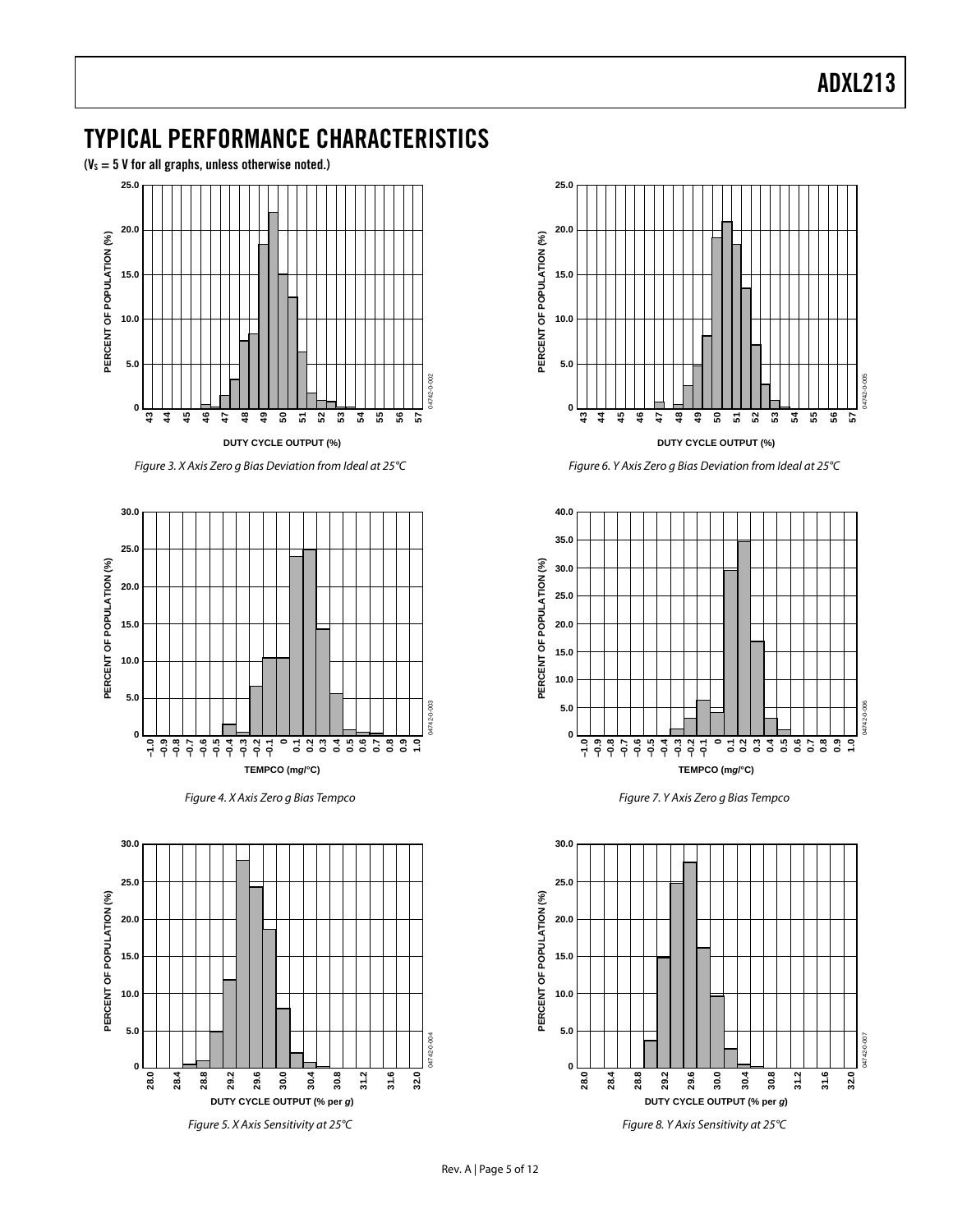# TYPICAL PERFORMANCE CHARACTERISTICS

($V_S$ = 5 V for all graphs, unless otherwise noted.)

*Figure 3. X Axis Zero g Bias Deviation from Ideal at 25°C*

*Figure 4. X Axis Zero g Bias Tempco*

*Figure 5. X Axis Sensitivity at 25°C*

*Figure 6. Y Axis Zero g Bias Deviation from Ideal at 25°C*

*Figure 7. Y Axis Zero g Bias Tempco*

*Figure 8. Y Axis Sensitivity at 25°C*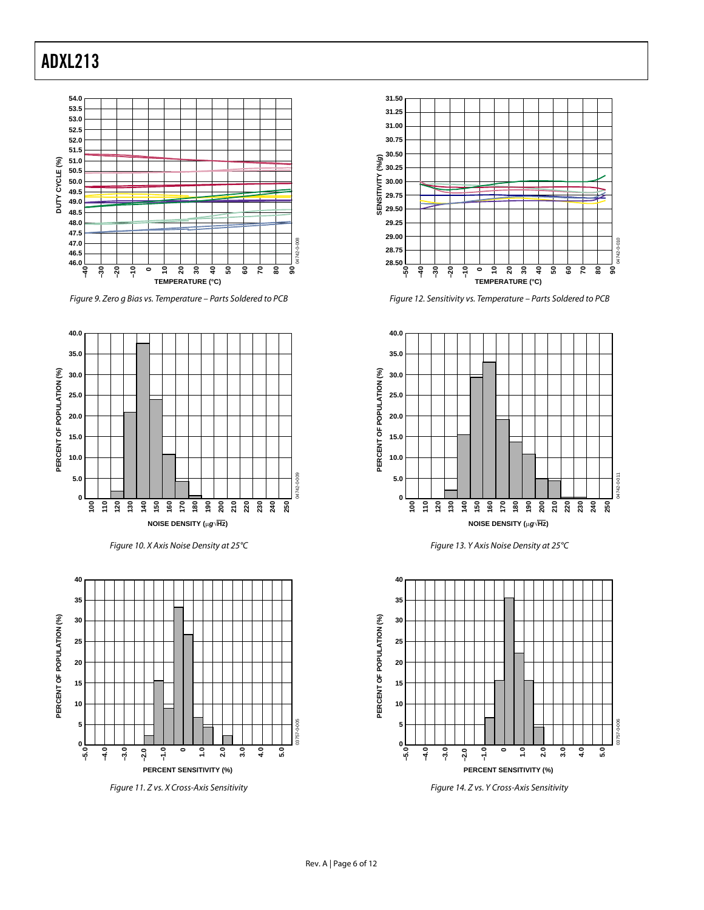Figure 9. Zero g Bias vs. Temperature – Parts Soldered to PCB

Figure 10. X Axis Noise Density at 25°C

Figure 11. Z vs. X Cross-Axis Sensitivity

Figure 12. Sensitivity vs. Temperature – Parts Soldered to PCB

Figure 13. Y Axis Noise Density at 25°C

Figure 14. Z vs. Y Cross-Axis Sensitivity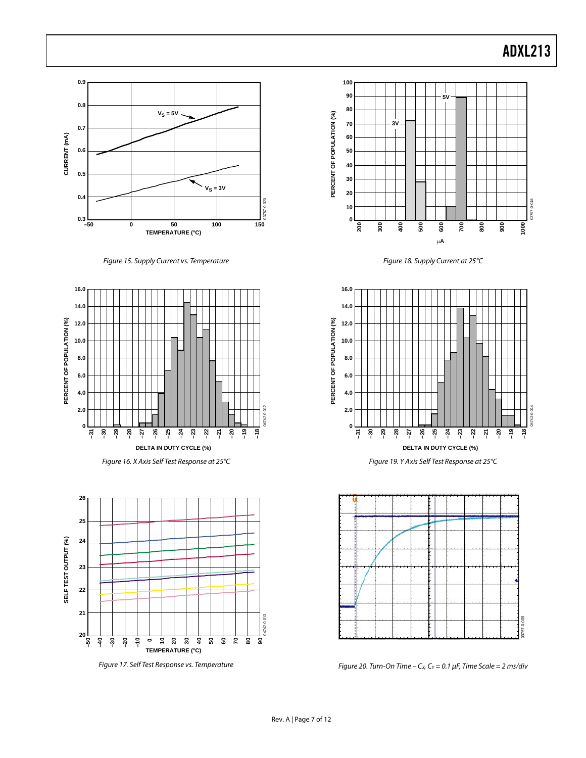Figure 15. Supply Current vs. Temperature

Figure 16. X Axis Self Test Response at 25°C

Figure 17. Self Test Response vs. Temperature

Figure 18. Supply Current at 25°C

Figure 19. Y Axis Self Test Response at 25°C

Figure 20. Turn-On Time – $C_X$, $C_Y$ = 0.1 µF, Time Scale = 2 ms/div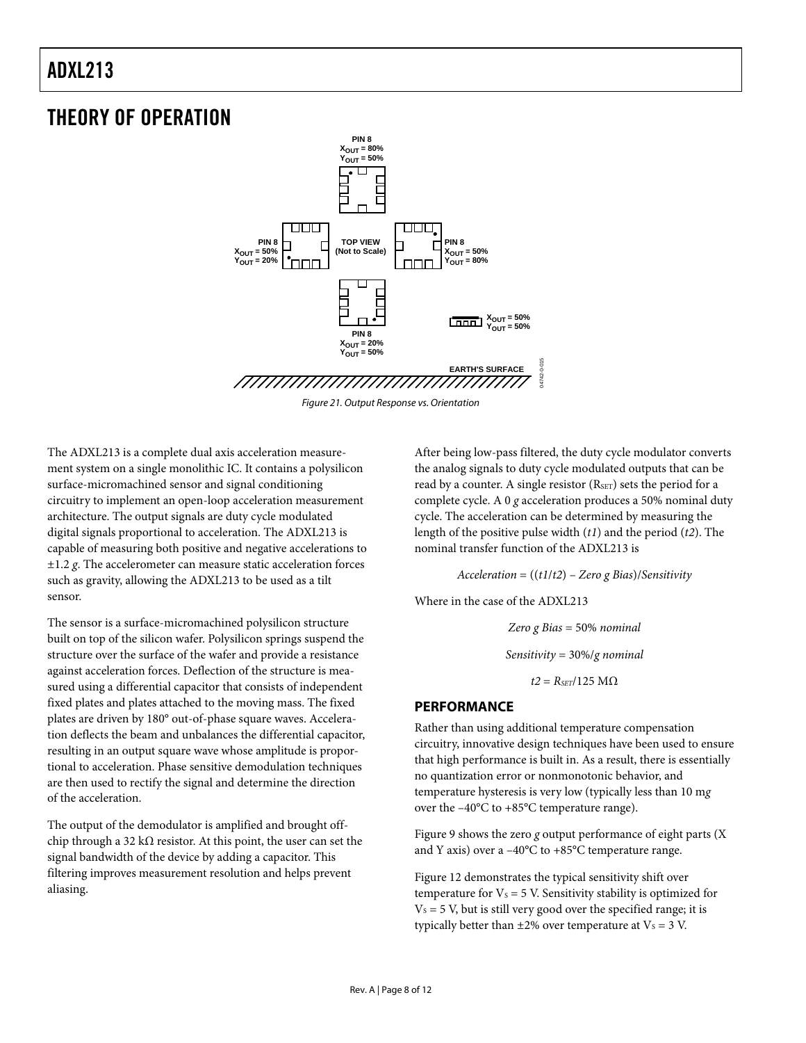# THEORY OF OPERATION

Figure 21. Output Response vs. Orientation

The ADXL213 is a complete dual axis acceleration measurement system on a single monolithic IC. It contains a polysilicon surface-micromachined sensor and signal conditioning circuitry to implement an open-loop acceleration measurement architecture. The output signals are duty cycle modulated digital signals proportional to acceleration. The ADXL213 is capable of measuring both positive and negative accelerations to ±1.2 *g*. The accelerometer can measure static acceleration forces such as gravity, allowing the ADXL213 to be used as a tilt sensor.

The sensor is a surface-micromachined polysilicon structure built on top of the silicon wafer. Polysilicon springs suspend the structure over the surface of the wafer and provide a resistance against acceleration forces. Deflection of the structure is measured using a differential capacitor that consists of independent fixed plates and plates attached to the moving mass. The fixed plates are driven by 180° out-of-phase square waves. Acceleration deflects the beam and unbalances the differential capacitor, resulting in an output square wave whose amplitude is proportional to acceleration. Phase sensitive demodulation techniques are then used to rectify the signal and determine the direction of the acceleration.

The output of the demodulator is amplified and brought off-chip through a 32 kΩ resistor. At this point, the user can set the signal bandwidth of the device by adding a capacitor. This filtering improves measurement resolution and helps prevent aliasing.

After being low-pass filtered, the duty cycle modulator converts the analog signals to duty cycle modulated outputs that can be read by a counter. A single resistor ($R_{SET}$) sets the period for a complete cycle. A 0 *g* acceleration produces a 50% nominal duty cycle. The acceleration can be determined by measuring the length of the positive pulse width (*t1*) and the period (*t2*). The nominal transfer function of the ADXL213 is

$$Acceleration = ((t1/t2) - Zero\ g\ Bias)/Sensitivity$$

Where in the case of the ADXL213

$$Zero\ g\ Bias = 50\%\ nominal$$

$$Sensitivity = 30\%/g\ nominal$$

$$t2 = R_{SET}/125\ \text{M}\Omega$$

## PERFORMANCE

Rather than using additional temperature compensation circuitry, innovative design techniques have been used to ensure that high performance is built in. As a result, there is essentially no quantization error or nonmonotonic behavior, and temperature hysteresis is very low (typically less than 10 m*g* over the −40°C to +85°C temperature range).

Figure 9 shows the zero *g* output performance of eight parts (X and Y axis) over a −40°C to +85°C temperature range.

Figure 12 demonstrates the typical sensitivity shift over temperature for $V_S$ = 5 V. Sensitivity stability is optimized for $V_S$ = 5 V, but is still very good over the specified range; it is typically better than ±2% over temperature at $V_S$ = 3 V.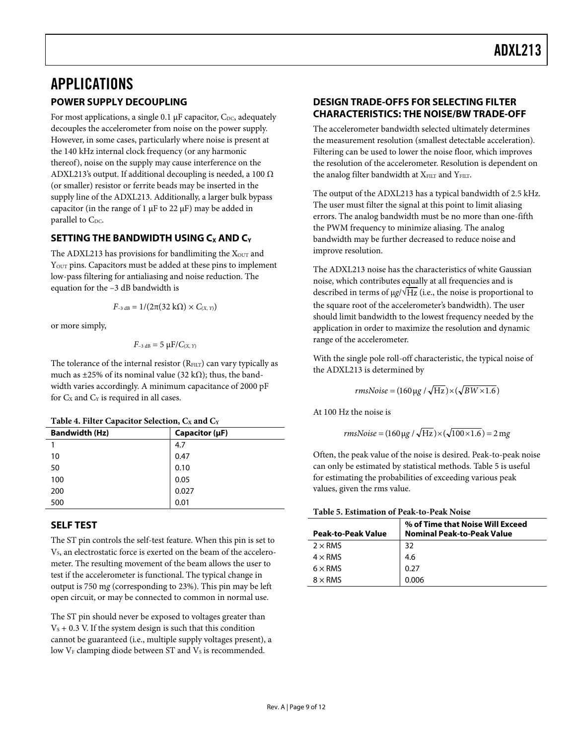# APPLICATIONS

## POWER SUPPLY DECOUPLING

For most applications, a single 0.1 µF capacitor, $C_{DC}$, adequately decouples the accelerometer from noise on the power supply. However, in some cases, particularly where noise is present at the 140 kHz internal clock frequency (or any harmonic thereof), noise on the supply may cause interference on the ADXL213's output. If additional decoupling is needed, a 100 Ω (or smaller) resistor or ferrite beads may be inserted in the supply line of the ADXL213. Additionally, a larger bulk bypass capacitor (in the range of 1 µF to 22 µF) may be added in parallel to $C_{DC}$.

## SETTING THE BANDWIDTH USING $C_X$ AND $C_Y$

The ADXL213 has provisions for bandlimiting the $X_{OUT}$ and $Y_{OUT}$ pins. Capacitors must be added at these pins to implement low-pass filtering for antialiasing and noise reduction. The equation for the −3 dB bandwidth is

$$F_{-3\,dB} = 1/(2\pi(32\,k\Omega) \times C_{(X,\,Y)})$$

or more simply,

$$F_{-3\,dB} = 5\,\mu F/C_{(X,\,Y)}$$

The tolerance of the internal resistor ($R_{FILT}$) can vary typically as much as ±25% of its nominal value (32 kΩ); thus, the bandwidth varies accordingly. A minimum capacitance of 2000 pF for $C_X$ and $C_Y$ is required in all cases.

**Table 4. Filter Capacitor Selection, $C_X$ and $C_Y$**

| Bandwidth (Hz) | Capacitor (µF) |
|---|---|
| 1 | 4.7 |
| 10 | 0.47 |
| 50 | 0.10 |
| 100 | 0.05 |
| 200 | 0.027 |
| 500 | 0.01 |

## SELF TEST

The ST pin controls the self-test feature. When this pin is set to $V_S$, an electrostatic force is exerted on the beam of the accelerometer. The resulting movement of the beam allows the user to test if the accelerometer is functional. The typical change in output is 750 m*g* (corresponding to 23%). This pin may be left open circuit, or may be connected to common in normal use.

The ST pin should never be exposed to voltages greater than $V_S$ + 0.3 V. If the system design is such that this condition cannot be guaranteed (i.e., multiple supply voltages present), a low $V_F$ clamping diode between ST and $V_S$ is recommended.

## DESIGN TRADE-OFFS FOR SELECTING FILTER CHARACTERISTICS: THE NOISE/BW TRADE-OFF

The accelerometer bandwidth selected ultimately determines the measurement resolution (smallest detectable acceleration). Filtering can be used to lower the noise floor, which improves the resolution of the accelerometer. Resolution is dependent on the analog filter bandwidth at $X_{FILT}$ and $Y_{FILT}$.

The output of the ADXL213 has a typical bandwidth of 2.5 kHz. The user must filter the signal at this point to limit aliasing errors. The analog bandwidth must be no more than one-fifth the PWM frequency to minimize aliasing. The analog bandwidth may be further decreased to reduce noise and improve resolution.

The ADXL213 noise has the characteristics of white Gaussian noise, which contributes equally at all frequencies and is described in terms of $\mu g/\sqrt{Hz}$ (i.e., the noise is proportional to the square root of the accelerometer's bandwidth). The user should limit bandwidth to the lowest frequency needed by the application in order to maximize the resolution and dynamic range of the accelerometer.

With the single pole roll-off characteristic, the typical noise of the ADXL213 is determined by

$$rmsNoise = (160\,\mu g/\sqrt{\text{Hz}}) \times (\sqrt{BW \times 1.6})$$

At 100 Hz the noise is

$$rmsNoise = (160\,\mu g/\sqrt{\text{Hz}}) \times (\sqrt{100 \times 1.6}) = 2\,mg$$

Often, the peak value of the noise is desired. Peak-to-peak noise can only be estimated by statistical methods. Table 5 is useful for estimating the probabilities of exceeding various peak values, given the rms value.

**Table 5. Estimation of Peak-to-Peak Noise**

| Peak-to-Peak Value | % of Time that Noise Will Exceed Nominal Peak-to-Peak Value |
|---|---|
| 2 × RMS | 32 |
| 4 × RMS | 4.6 |
| 6 × RMS | 0.27 |
| 8 × RMS | 0.006 |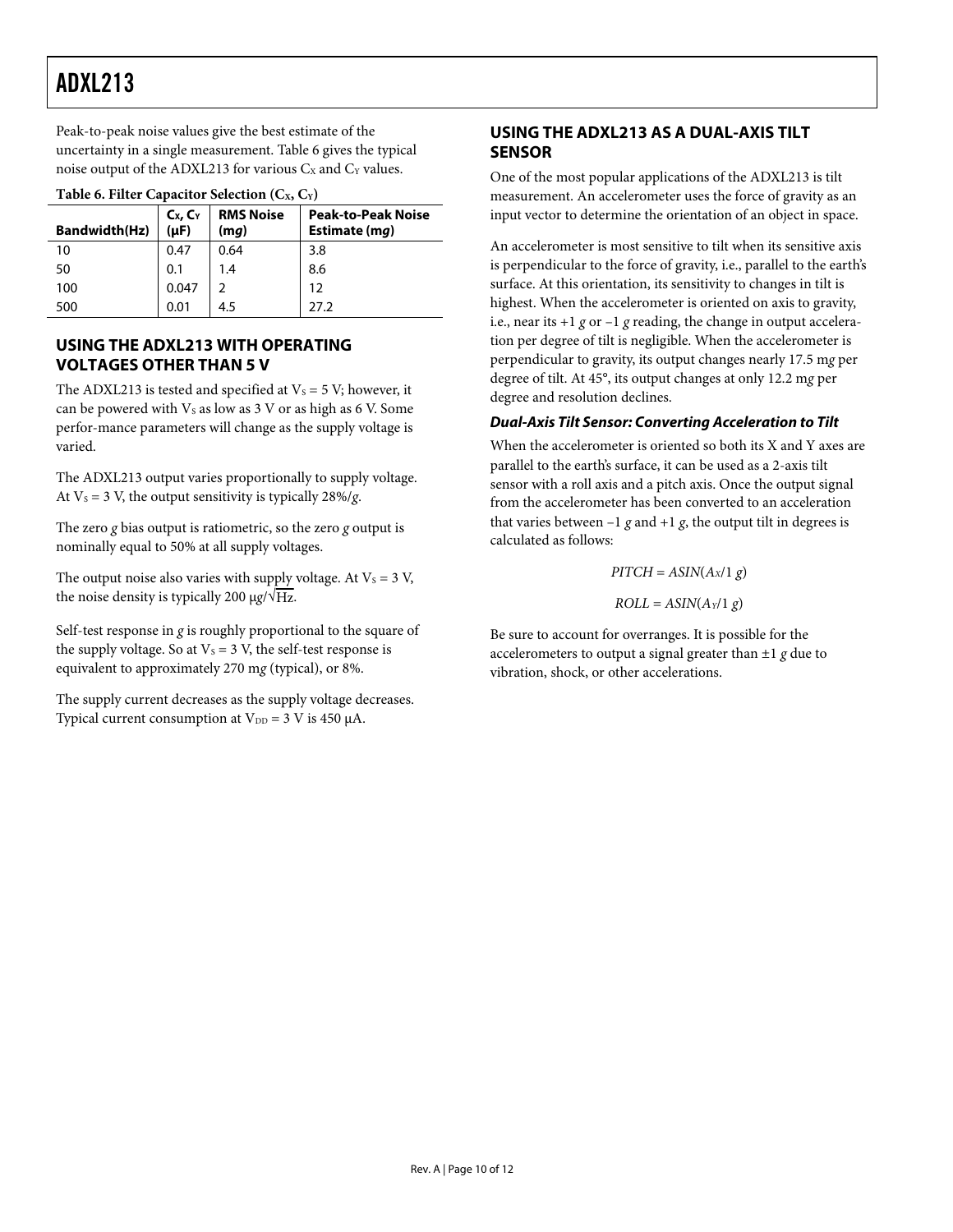Peak-to-peak noise values give the best estimate of the uncertainty in a single measurement. Table 6 gives the typical noise output of the ADXL213 for various $C_X$ and $C_Y$ values.

**Table 6. Filter Capacitor Selection ($C_X$, $C_Y$)**

| Bandwidth(Hz) | $C_X$, $C_Y$ (µF) | RMS Noise (m*g*) | Peak-to-Peak Noise Estimate (m*g*) |
|---|---|---|---|
| 10 | 0.47 | 0.64 | 3.8 |
| 50 | 0.1 | 1.4 | 8.6 |
| 100 | 0.047 | 2 | 12 |
| 500 | 0.01 | 4.5 | 27.2 |

## USING THE ADXL213 WITH OPERATING VOLTAGES OTHER THAN 5 V

The ADXL213 is tested and specified at $V_S = 5$ V; however, it can be powered with $V_S$ as low as 3 V or as high as 6 V. Some perfor-mance parameters will change as the supply voltage is varied.

The ADXL213 output varies proportionally to supply voltage. At $V_S = 3$ V, the output sensitivity is typically 28%/*g*.

The zero *g* bias output is ratiometric, so the zero *g* output is nominally equal to 50% at all supply voltages.

The output noise also varies with supply voltage. At $V_S = 3$ V, the noise density is typically 200 µ*g*/$\sqrt{\text{Hz}}$.

Self-test response in *g* is roughly proportional to the square of the supply voltage. So at $V_S = 3$ V, the self-test response is equivalent to approximately 270 m*g* (typical), or 8%.

The supply current decreases as the supply voltage decreases. Typical current consumption at $V_{DD} = 3$ V is 450 µA.

## USING THE ADXL213 AS A DUAL-AXIS TILT SENSOR

One of the most popular applications of the ADXL213 is tilt measurement. An accelerometer uses the force of gravity as an input vector to determine the orientation of an object in space.

An accelerometer is most sensitive to tilt when its sensitive axis is perpendicular to the force of gravity, i.e., parallel to the earth's surface. At this orientation, its sensitivity to changes in tilt is highest. When the accelerometer is oriented on axis to gravity, i.e., near its +1 *g* or −1 *g* reading, the change in output accelera-tion per degree of tilt is negligible. When the accelerometer is perpendicular to gravity, its output changes nearly 17.5 m*g* per degree of tilt. At 45°, its output changes at only 12.2 m*g* per degree and resolution declines.

### *Dual-Axis Tilt Sensor: Converting Acceleration to Tilt*

When the accelerometer is oriented so both its X and Y axes are parallel to the earth's surface, it can be used as a 2-axis tilt sensor with a roll axis and a pitch axis. Once the output signal from the accelerometer has been converted to an acceleration that varies between −1 *g* and +1 *g*, the output tilt in degrees is calculated as follows:

$$PITCH = ASIN(A_X/1\ g)$$

$$ROLL = ASIN(A_Y/1\ g)$$

Be sure to account for overranges. It is possible for the accelerometers to output a signal greater than ±1 *g* due to vibration, shock, or other accelerations.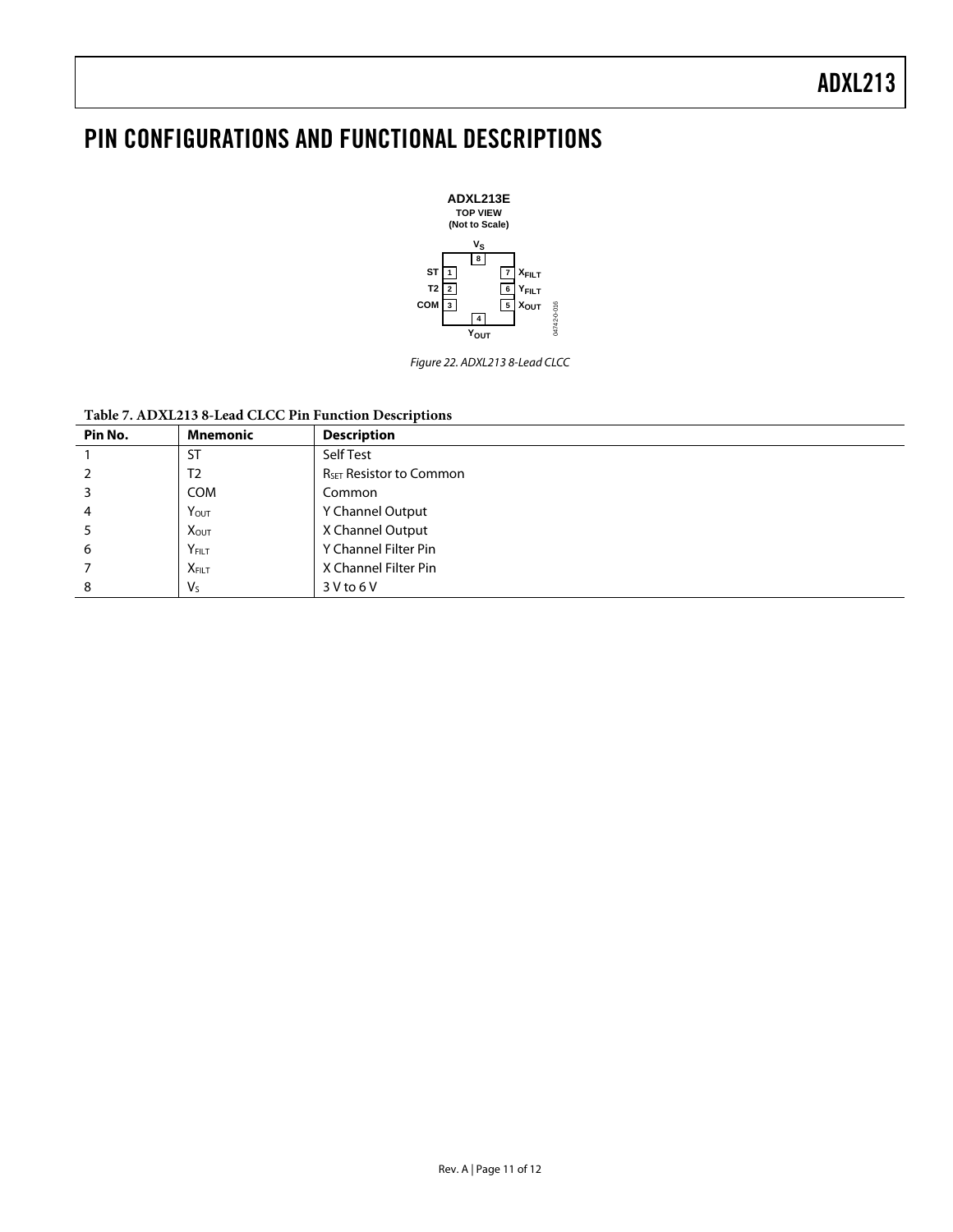# PIN CONFIGURATIONS AND FUNCTIONAL DESCRIPTIONS

ADXL213E
TOP VIEW
(Not to Scale)

Figure 22. ADXL213 8-Lead CLCC

**Table 7. ADXL213 8-Lead CLCC Pin Function Descriptions**

| Pin No. | Mnemonic | Description |
|---|---|---|
| 1 | ST | Self Test |
| 2 | T2 | $R_{SET}$ Resistor to Common |
| 3 | COM | Common |
| 4 | $Y_{OUT}$ | Y Channel Output |
| 5 | $X_{OUT}$ | X Channel Output |
| 6 | $Y_{FILT}$ | Y Channel Filter Pin |
| 7 | $X_{FILT}$ | X Channel Filter Pin |
| 8 | $V_S$ | 3 V to 6 V |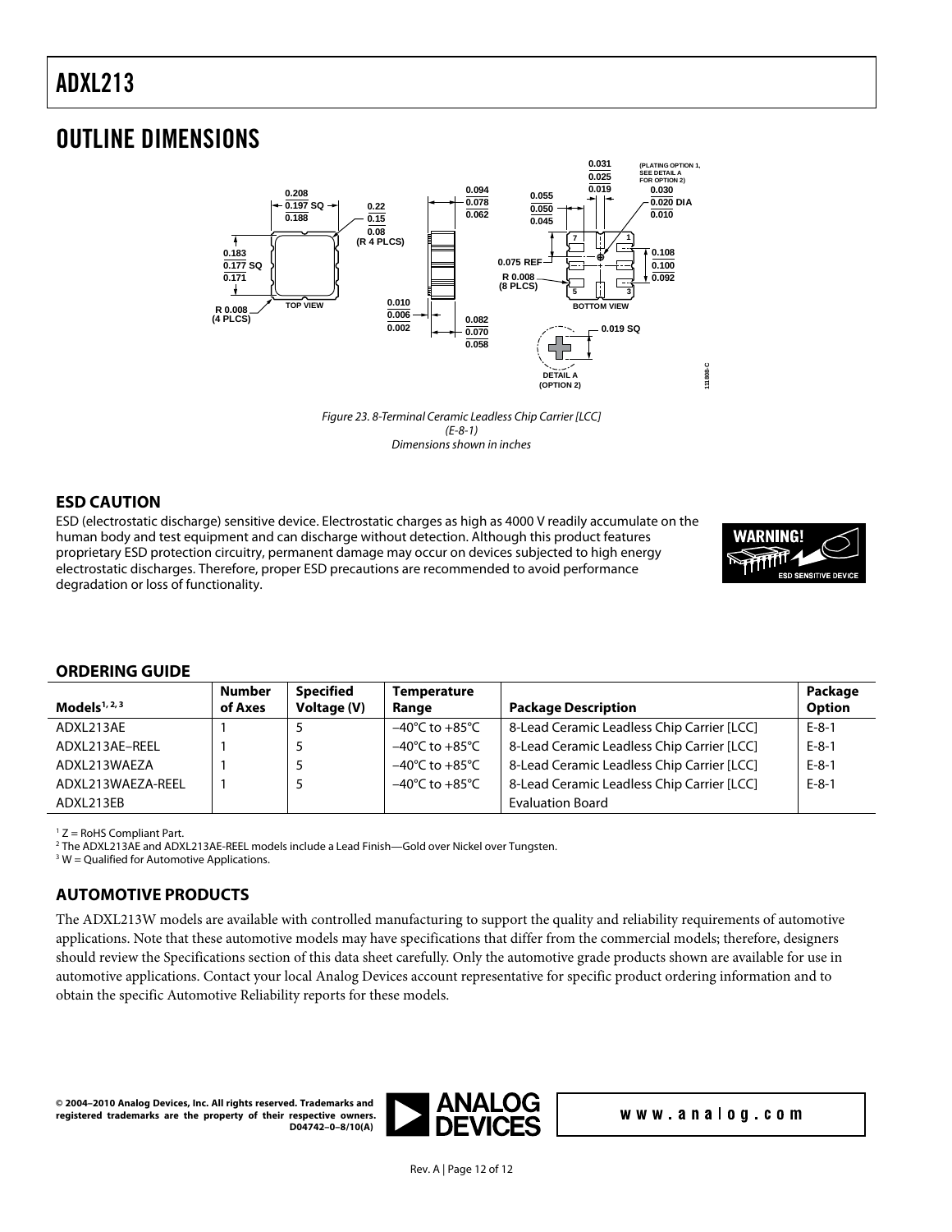# OUTLINE DIMENSIONS

0.208
0.197 SQ
0.188

0.22
0.15
0.08
(R 4 PLCS)

0.183
0.177 SQ
0.171

R 0.008
(4 PLCS)

TOP VIEW

0.094
0.078
0.062

0.010
0.006
0.002

0.082
0.070
0.058

0.055
0.050
0.045

0.031
0.025
0.019

(PLATING OPTION 1, SEE DETAIL A FOR OPTION 2)

0.030
0.020 DIA
0.010

0.075 REF

R 0.008
(8 PLCS)

0.108
0.100
0.092

BOTTOM VIEW

0.019 SQ

DETAIL A
(OPTION 2)

111808-C

*Figure 23. 8-Terminal Ceramic Leadless Chip Carrier [LCC]*
*(E-8-1)*
*Dimensions shown in inches*

## ESD CAUTION

ESD (electrostatic discharge) sensitive device. Electrostatic charges as high as 4000 V readily accumulate on the human body and test equipment and can discharge without detection. Although this product features proprietary ESD protection circuitry, permanent damage may occur on devices subjected to high energy electrostatic discharges. Therefore, proper ESD precautions are recommended to avoid performance degradation or loss of functionality.

## ORDERING GUIDE

| Models[1, 2, 3] | Number of Axes | Specified Voltage (V) | Temperature Range | Package Description | Package Option |
|---|---|---|---|---|---|
| ADXL213AE | 1 | 5 | −40°C to +85°C | 8-Lead Ceramic Leadless Chip Carrier [LCC] | E-8-1 |
| ADXL213AE–REEL | 1 | 5 | −40°C to +85°C | 8-Lead Ceramic Leadless Chip Carrier [LCC] | E-8-1 |
| ADXL213WAEZA | 1 | 5 | −40°C to +85°C | 8-Lead Ceramic Leadless Chip Carrier [LCC] | E-8-1 |
| ADXL213WAEZA-REEL | 1 | 5 | −40°C to +85°C | 8-Lead Ceramic Leadless Chip Carrier [LCC] | E-8-1 |
| ADXL213EB | | | | Evaluation Board | |

[1] Z = RoHS Compliant Part.
[2] The ADXL213AE and ADXL213AE-REEL models include a Lead Finish—Gold over Nickel over Tungsten.
[3] W = Qualified for Automotive Applications.

## AUTOMOTIVE PRODUCTS

The ADXL213W models are available with controlled manufacturing to support the quality and reliability requirements of automotive applications. Note that these automotive models may have specifications that differ from the commercial models; therefore, designers should review the Specifications section of this data sheet carefully. Only the automotive grade products shown are available for use in automotive applications. Contact your local Analog Devices account representative for specific product ordering information and to obtain the specific Automotive Reliability reports for these models.

**© 2004–2010 Analog Devices, Inc. All rights reserved. Trademarks and registered trademarks are the property of their respective owners. D04742–0–8/10(A)**